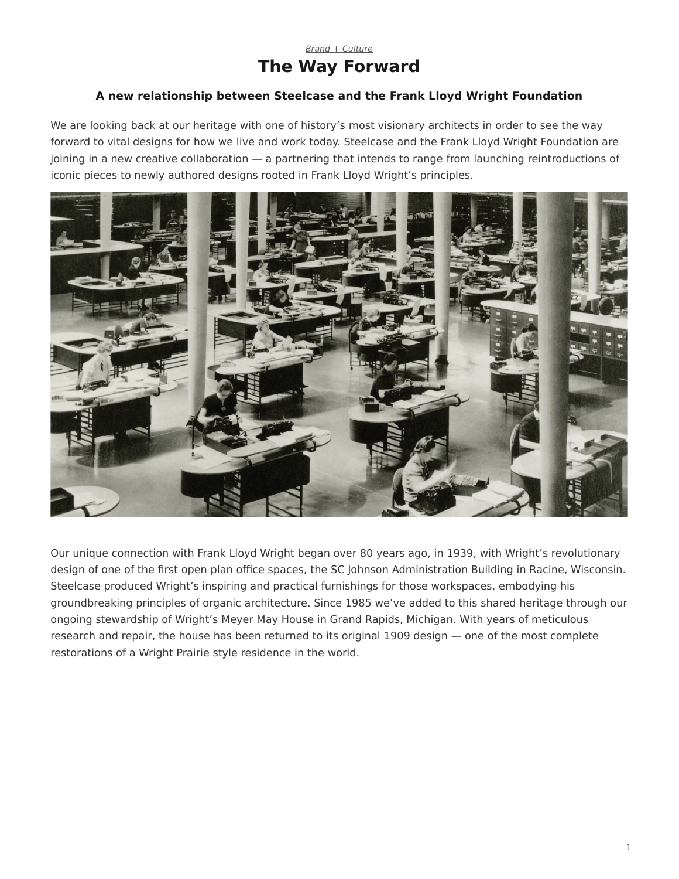*Brand + Culture*

# The Way Forward

### A new relationship between Steelcase and the Frank Lloyd Wright Foundation

We are looking back at our heritage with one of history's most visionary architects in order to see the way forward to vital designs for how we live and work today. Steelcase and the Frank Lloyd Wright Foundation are joining in a new creative collaboration — a partnering that intends to range from launching reintroductions of iconic pieces to newly authored designs rooted in Frank Lloyd Wright's principles.

Our unique connection with Frank Lloyd Wright began over 80 years ago, in 1939, with Wright's revolutionary design of one of the first open plan office spaces, the SC Johnson Administration Building in Racine, Wisconsin. Steelcase produced Wright's inspiring and practical furnishings for those workspaces, embodying his groundbreaking principles of organic architecture. Since 1985 we've added to this shared heritage through our ongoing stewardship of Wright's Meyer May House in Grand Rapids, Michigan. With years of meticulous research and repair, the house has been returned to its original 1909 design — one of the most complete restorations of a Wright Prairie style residence in the world.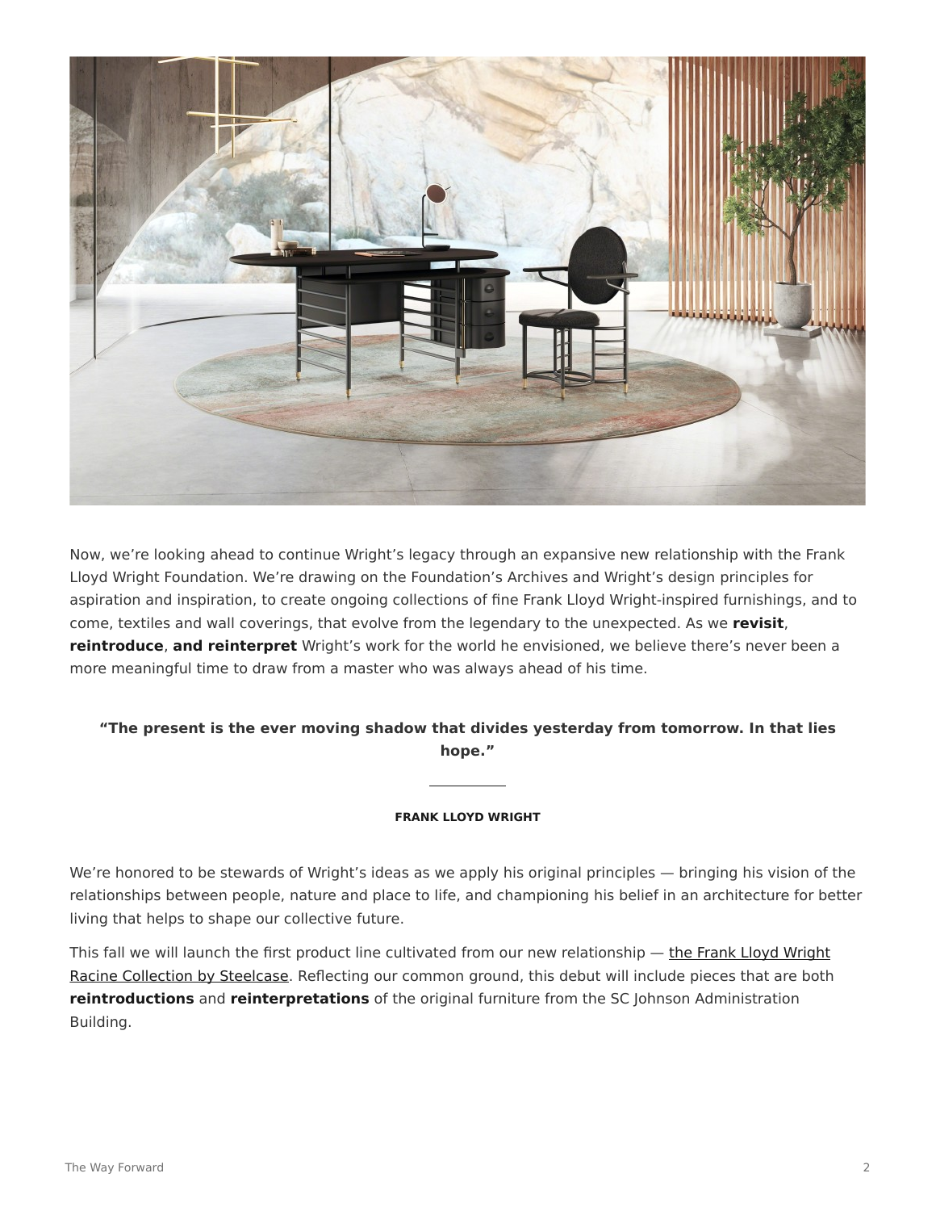Now, we're looking ahead to continue Wright's legacy through an expansive new relationship with the Frank Lloyd Wright Foundation. We're drawing on the Foundation's Archives and Wright's design principles for aspiration and inspiration, to create ongoing collections of fine Frank Lloyd Wright-inspired furnishings, and to come, textiles and wall coverings, that evolve from the legendary to the unexpected. As we **revisit**, **reintroduce**, **and reinterpret** Wright's work for the world he envisioned, we believe there's never been a more meaningful time to draw from a master who was always ahead of his time.

> **"The present is the ever moving shadow that divides yesterday from tomorrow. In that lies hope."**
>
> **FRANK LLOYD WRIGHT**

We're honored to be stewards of Wright's ideas as we apply his original principles — bringing his vision of the relationships between people, nature and place to life, and championing his belief in an architecture for better living that helps to shape our collective future.

This fall we will launch the first product line cultivated from our new relationship — the Frank Lloyd Wright Racine Collection by Steelcase. Reflecting our common ground, this debut will include pieces that are both **reintroductions** and **reinterpretations** of the original furniture from the SC Johnson Administration Building.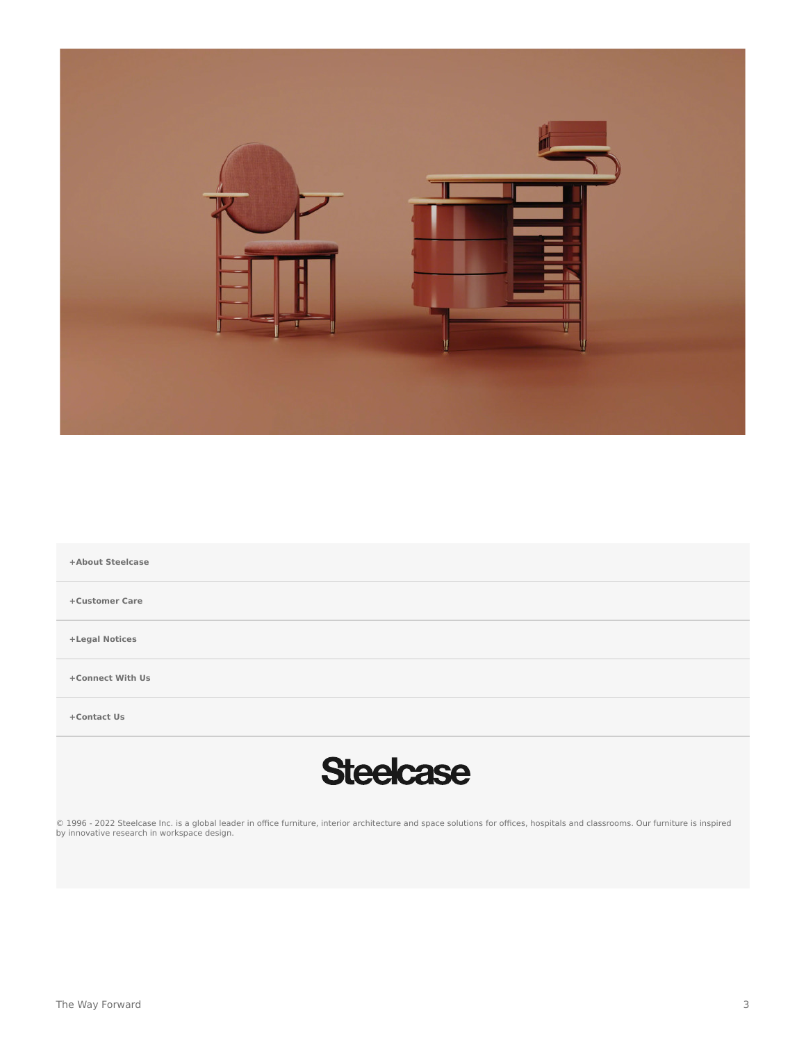+About Steelcase

+Customer Care

+Legal Notices

+Connect With Us

+Contact Us

Steelcase

© 1996 - 2022 Steelcase Inc. is a global leader in office furniture, interior architecture and space solutions for offices, hospitals and classrooms. Our furniture is inspired by innovative research in workspace design.